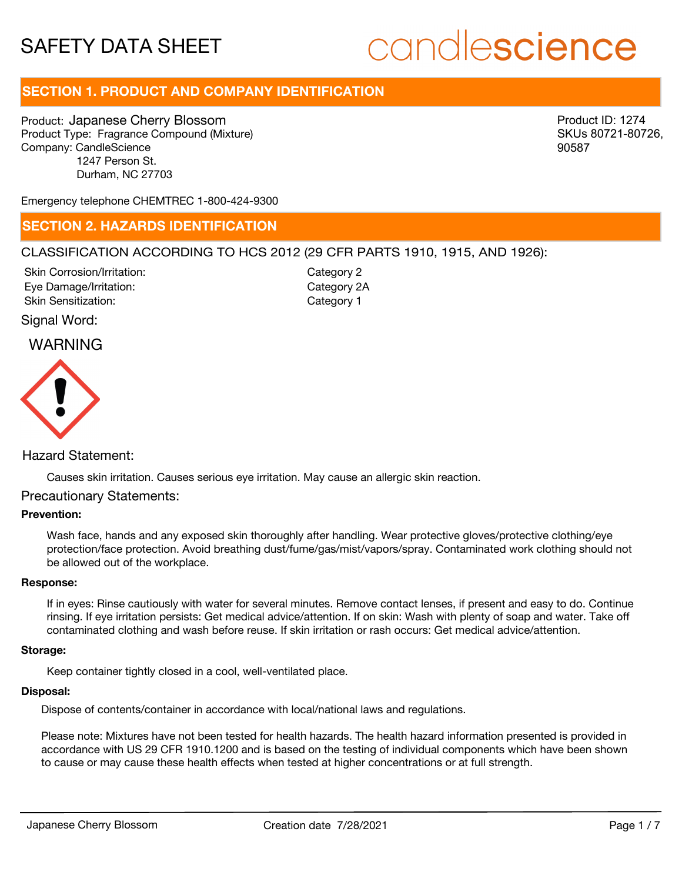# SAFETY DATA SHEET

candlescience

## SECTION 1. PRODUCT AND COMPANY IDENTIFICATION

Product: Japanese Cherry Blossom
Product Type: Fragrance Compound (Mixture)
Company: CandleScience
1247 Person St.
Durham, NC 27703

Product ID: 1274
SKUs 80721-80726, 90587

Emergency telephone CHEMTREC 1-800-424-9300

## SECTION 2. HAZARDS IDENTIFICATION

CLASSIFICATION ACCORDING TO HCS 2012 (29 CFR PARTS 1910, 1915, AND 1926):

| | |
|---|---|
| Skin Corrosion/Irritation: | Category 2 |
| Eye Damage/Irritation: | Category 2A |
| Skin Sensitization: | Category 1 |

Signal Word:

WARNING

Hazard Statement:

Causes skin irritation. Causes serious eye irritation. May cause an allergic skin reaction.

Precautionary Statements:

**Prevention:**

Wash face, hands and any exposed skin thoroughly after handling. Wear protective gloves/protective clothing/eye protection/face protection. Avoid breathing dust/fume/gas/mist/vapors/spray. Contaminated work clothing should not be allowed out of the workplace.

**Response:**

If in eyes: Rinse cautiously with water for several minutes. Remove contact lenses, if present and easy to do. Continue rinsing. If eye irritation persists: Get medical advice/attention. If on skin: Wash with plenty of soap and water. Take off contaminated clothing and wash before reuse. If skin irritation or rash occurs: Get medical advice/attention.

**Storage:**

Keep container tightly closed in a cool, well-ventilated place.

**Disposal:**

Dispose of contents/container in accordance with local/national laws and regulations.

Please note: Mixtures have not been tested for health hazards. The health hazard information presented is provided in accordance with US 29 CFR 1910.1200 and is based on the testing of individual components which have been shown to cause or may cause these health effects when tested at higher concentrations or at full strength.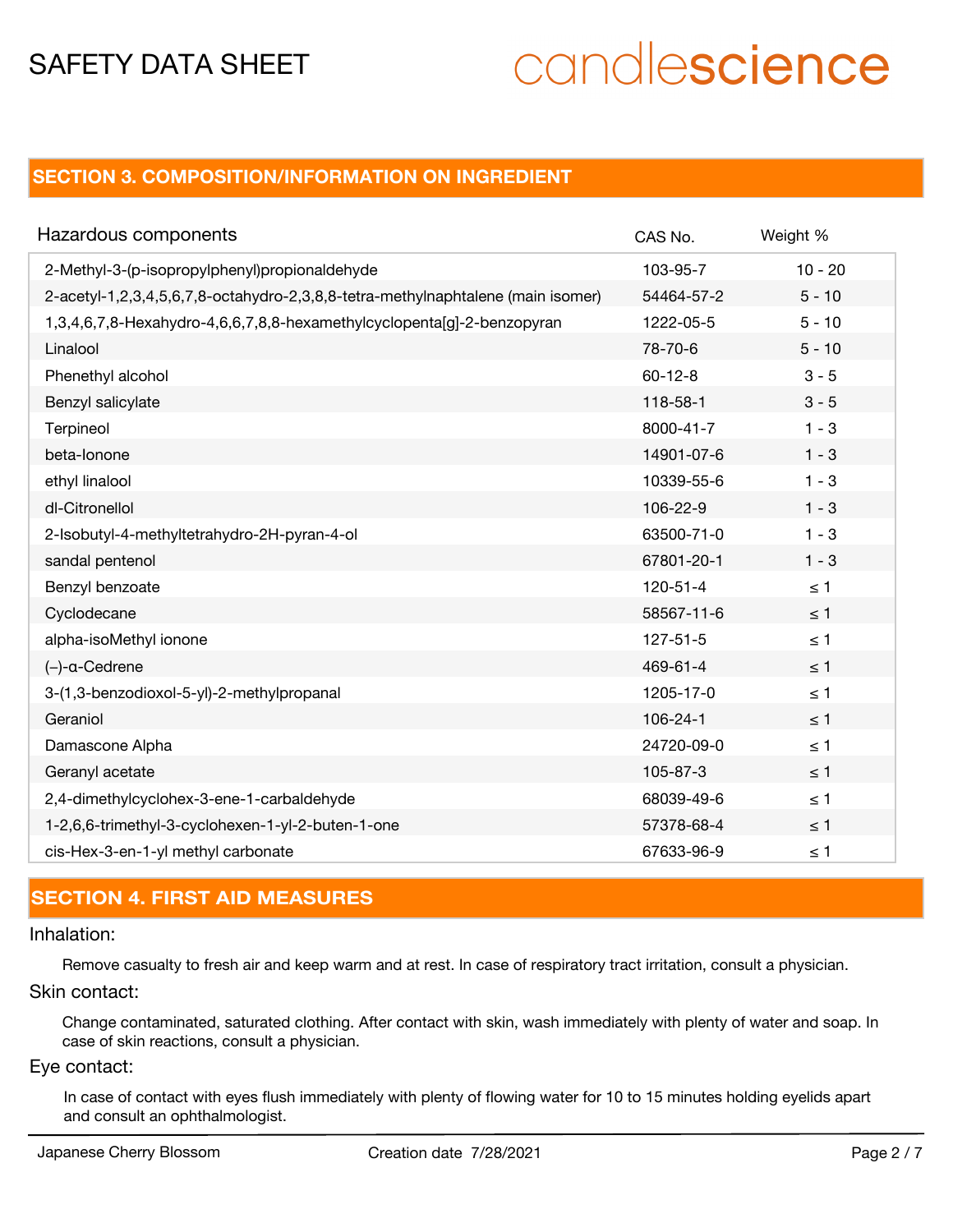## SECTION 3. COMPOSITION/INFORMATION ON INGREDIENT

| Hazardous components | CAS No. | Weight % |
|---|---|---|
| 2-Methyl-3-(p-isopropylphenyl)propionaldehyde | 103-95-7 | 10 - 20 |
| 2-acetyl-1,2,3,4,5,6,7,8-octahydro-2,3,8,8-tetra-methylnaphtalene (main isomer) | 54464-57-2 | 5 - 10 |
| 1,3,4,6,7,8-Hexahydro-4,6,6,7,8,8-hexamethylcyclopenta[g]-2-benzopyran | 1222-05-5 | 5 - 10 |
| Linalool | 78-70-6 | 5 - 10 |
| Phenethyl alcohol | 60-12-8 | 3 - 5 |
| Benzyl salicylate | 118-58-1 | 3 - 5 |
| Terpineol | 8000-41-7 | 1 - 3 |
| beta-Ionone | 14901-07-6 | 1 - 3 |
| ethyl linalool | 10339-55-6 | 1 - 3 |
| dl-Citronellol | 106-22-9 | 1 - 3 |
| 2-Isobutyl-4-methyltetrahydro-2H-pyran-4-ol | 63500-71-0 | 1 - 3 |
| sandal pentenol | 67801-20-1 | 1 - 3 |
| Benzyl benzoate | 120-51-4 | ≤ 1 |
| Cyclodecane | 58567-11-6 | ≤ 1 |
| alpha-isoMethyl ionone | 127-51-5 | ≤ 1 |
| (–)-α-Cedrene | 469-61-4 | ≤ 1 |
| 3-(1,3-benzodioxol-5-yl)-2-methylpropanal | 1205-17-0 | ≤ 1 |
| Geraniol | 106-24-1 | ≤ 1 |
| Damascone Alpha | 24720-09-0 | ≤ 1 |
| Geranyl acetate | 105-87-3 | ≤ 1 |
| 2,4-dimethylcyclohex-3-ene-1-carbaldehyde | 68039-49-6 | ≤ 1 |
| 1-2,6,6-trimethyl-3-cyclohexen-1-yl-2-buten-1-one | 57378-68-4 | ≤ 1 |
| cis-Hex-3-en-1-yl methyl carbonate | 67633-96-9 | ≤ 1 |

## SECTION 4. FIRST AID MEASURES

### Inhalation:

Remove casualty to fresh air and keep warm and at rest. In case of respiratory tract irritation, consult a physician.

### Skin contact:

Change contaminated, saturated clothing. After contact with skin, wash immediately with plenty of water and soap. In case of skin reactions, consult a physician.

### Eye contact:

In case of contact with eyes flush immediately with plenty of flowing water for 10 to 15 minutes holding eyelids apart and consult an ophthalmologist.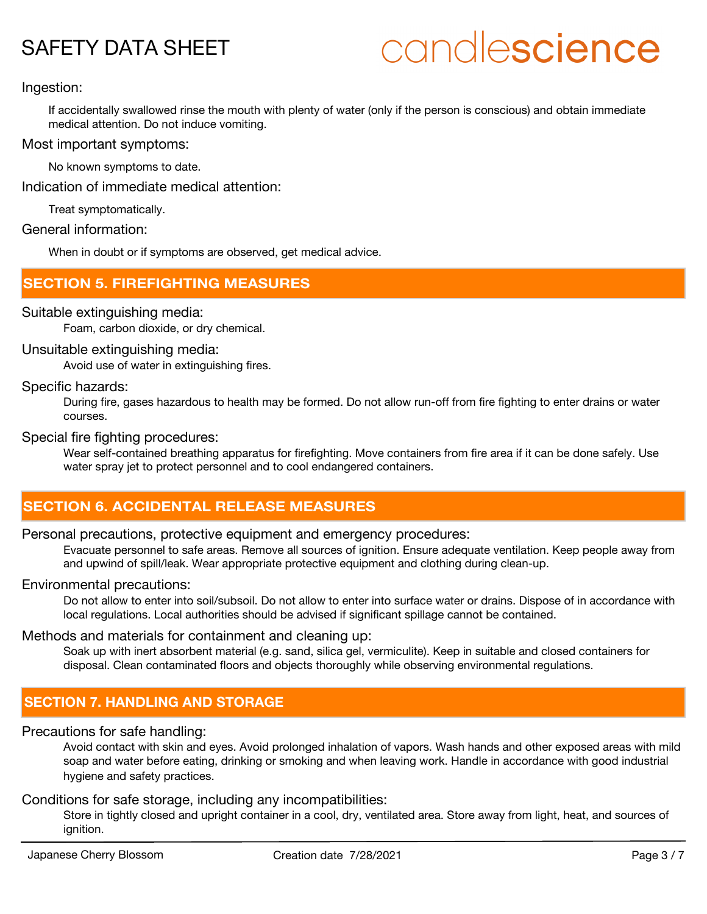Ingestion:

If accidentally swallowed rinse the mouth with plenty of water (only if the person is conscious) and obtain immediate medical attention. Do not induce vomiting.

Most important symptoms:

No known symptoms to date.

Indication of immediate medical attention:

Treat symptomatically.

General information:

When in doubt or if symptoms are observed, get medical advice.

## SECTION 5. FIREFIGHTING MEASURES

Suitable extinguishing media:

Foam, carbon dioxide, or dry chemical.

Unsuitable extinguishing media:

Avoid use of water in extinguishing fires.

Specific hazards:

During fire, gases hazardous to health may be formed. Do not allow run-off from fire fighting to enter drains or water courses.

Special fire fighting procedures:

Wear self-contained breathing apparatus for firefighting. Move containers from fire area if it can be done safely. Use water spray jet to protect personnel and to cool endangered containers.

## SECTION 6. ACCIDENTAL RELEASE MEASURES

Personal precautions, protective equipment and emergency procedures:

Evacuate personnel to safe areas. Remove all sources of ignition. Ensure adequate ventilation. Keep people away from and upwind of spill/leak. Wear appropriate protective equipment and clothing during clean-up.

Environmental precautions:

Do not allow to enter into soil/subsoil. Do not allow to enter into surface water or drains. Dispose of in accordance with local regulations. Local authorities should be advised if significant spillage cannot be contained.

Methods and materials for containment and cleaning up:

Soak up with inert absorbent material (e.g. sand, silica gel, vermiculite). Keep in suitable and closed containers for disposal. Clean contaminated floors and objects thoroughly while observing environmental regulations.

## SECTION 7. HANDLING AND STORAGE

Precautions for safe handling:

Avoid contact with skin and eyes. Avoid prolonged inhalation of vapors. Wash hands and other exposed areas with mild soap and water before eating, drinking or smoking and when leaving work. Handle in accordance with good industrial hygiene and safety practices.

Conditions for safe storage, including any incompatibilities:

Store in tightly closed and upright container in a cool, dry, ventilated area. Store away from light, heat, and sources of ignition.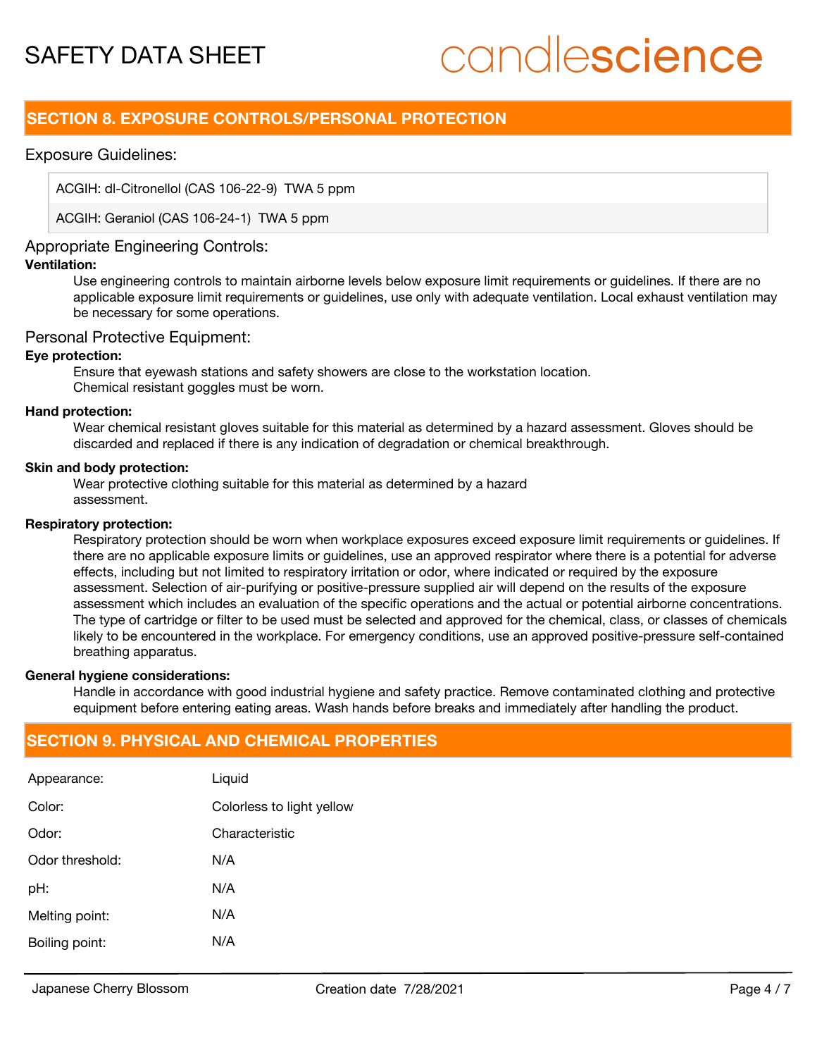## SECTION 8. EXPOSURE CONTROLS/PERSONAL PROTECTION

### Exposure Guidelines:

| |
|---|
| ACGIH: dl-Citronellol (CAS 106-22-9) TWA 5 ppm |
| ACGIH: Geraniol (CAS 106-24-1) TWA 5 ppm |

### Appropriate Engineering Controls:

**Ventilation:**

Use engineering controls to maintain airborne levels below exposure limit requirements or guidelines. If there are no applicable exposure limit requirements or guidelines, use only with adequate ventilation. Local exhaust ventilation may be necessary for some operations.

### Personal Protective Equipment:

**Eye protection:**

Ensure that eyewash stations and safety showers are close to the workstation location.
Chemical resistant goggles must be worn.

**Hand protection:**

Wear chemical resistant gloves suitable for this material as determined by a hazard assessment. Gloves should be discarded and replaced if there is any indication of degradation or chemical breakthrough.

**Skin and body protection:**

Wear protective clothing suitable for this material as determined by a hazard assessment.

**Respiratory protection:**

Respiratory protection should be worn when workplace exposures exceed exposure limit requirements or guidelines. If there are no applicable exposure limits or guidelines, use an approved respirator where there is a potential for adverse effects, including but not limited to respiratory irritation or odor, where indicated or required by the exposure assessment. Selection of air-purifying or positive-pressure supplied air will depend on the results of the exposure assessment which includes an evaluation of the specific operations and the actual or potential airborne concentrations. The type of cartridge or filter to be used must be selected and approved for the chemical, class, or classes of chemicals likely to be encountered in the workplace. For emergency conditions, use an approved positive-pressure self-contained breathing apparatus.

**General hygiene considerations:**

Handle in accordance with good industrial hygiene and safety practice. Remove contaminated clothing and protective equipment before entering eating areas. Wash hands before breaks and immediately after handling the product.

## SECTION 9. PHYSICAL AND CHEMICAL PROPERTIES

| | |
|---|---|
| Appearance: | Liquid |
| Color: | Colorless to light yellow |
| Odor: | Characteristic |
| Odor threshold: | N/A |
| pH: | N/A |
| Melting point: | N/A |
| Boiling point: | N/A |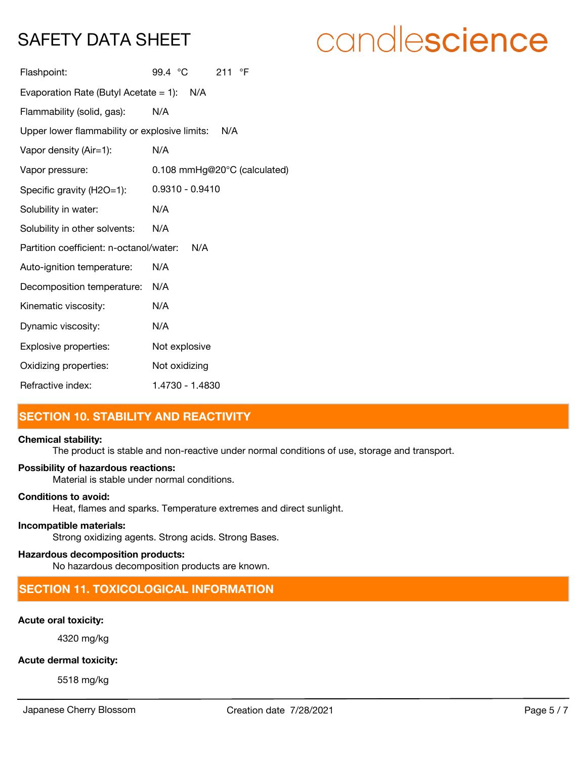Flashpoint: 99.4 °C 211 °F

Evaporation Rate (Butyl Acetate = 1): N/A

Flammability (solid, gas): N/A

Upper lower flammability or explosive limits: N/A

Vapor density (Air=1): N/A

Vapor pressure: 0.108 mmHg@20°C (calculated)

Specific gravity (H2O=1): 0.9310 - 0.9410

Solubility in water: N/A

Solubility in other solvents: N/A

Partition coefficient: n-octanol/water: N/A

Auto-ignition temperature: N/A

Decomposition temperature: N/A

Kinematic viscosity: N/A

Dynamic viscosity: N/A

Explosive properties: Not explosive

Oxidizing properties: Not oxidizing

Refractive index: 1.4730 - 1.4830

## SECTION 10. STABILITY AND REACTIVITY

**Chemical stability:**

The product is stable and non-reactive under normal conditions of use, storage and transport.

**Possibility of hazardous reactions:**

Material is stable under normal conditions.

**Conditions to avoid:**

Heat, flames and sparks. Temperature extremes and direct sunlight.

**Incompatible materials:**

Strong oxidizing agents. Strong acids. Strong Bases.

**Hazardous decomposition products:**

No hazardous decomposition products are known.

## SECTION 11. TOXICOLOGICAL INFORMATION

**Acute oral toxicity:**

4320 mg/kg

**Acute dermal toxicity:**

5518 mg/kg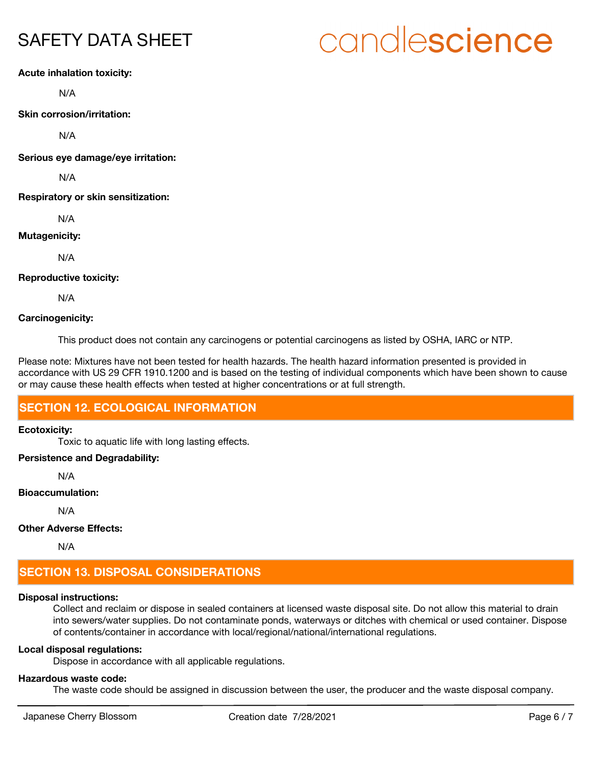**Acute inhalation toxicity:**

N/A

**Skin corrosion/irritation:**

N/A

**Serious eye damage/eye irritation:**

N/A

**Respiratory or skin sensitization:**

N/A

**Mutagenicity:**

N/A

**Reproductive toxicity:**

N/A

**Carcinogenicity:**

This product does not contain any carcinogens or potential carcinogens as listed by OSHA, IARC or NTP.

Please note: Mixtures have not been tested for health hazards. The health hazard information presented is provided in accordance with US 29 CFR 1910.1200 and is based on the testing of individual components which have been shown to cause or may cause these health effects when tested at higher concentrations or at full strength.

## SECTION 12. ECOLOGICAL INFORMATION

**Ecotoxicity:**

Toxic to aquatic life with long lasting effects.

**Persistence and Degradability:**

N/A

**Bioaccumulation:**

N/A

**Other Adverse Effects:**

N/A

## SECTION 13. DISPOSAL CONSIDERATIONS

**Disposal instructions:**

Collect and reclaim or dispose in sealed containers at licensed waste disposal site. Do not allow this material to drain into sewers/water supplies. Do not contaminate ponds, waterways or ditches with chemical or used container. Dispose of contents/container in accordance with local/regional/national/international regulations.

**Local disposal regulations:**

Dispose in accordance with all applicable regulations.

**Hazardous waste code:**

The waste code should be assigned in discussion between the user, the producer and the waste disposal company.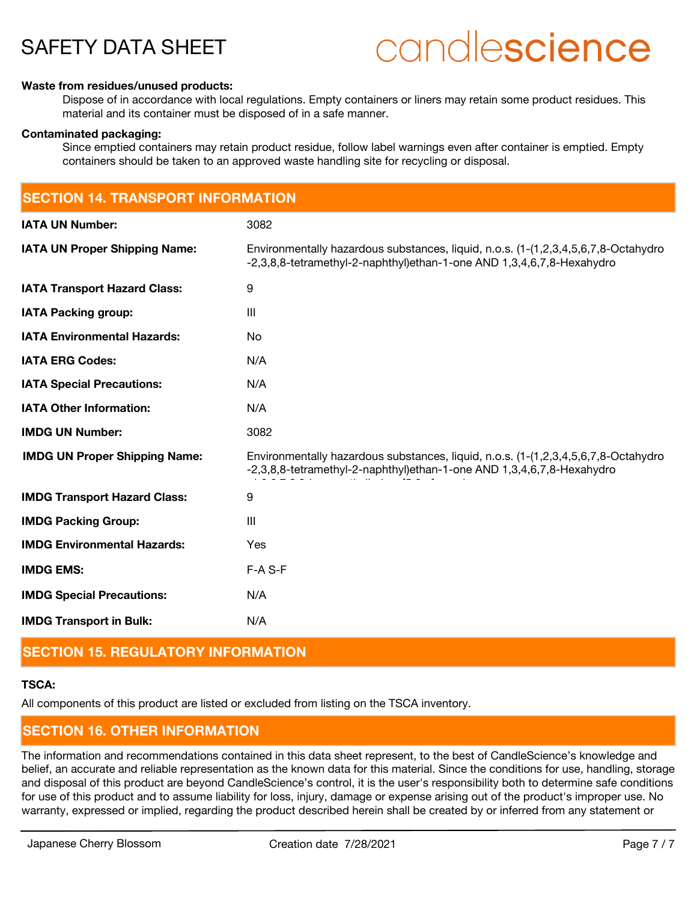**Waste from residues/unused products:**

Dispose of in accordance with local regulations. Empty containers or liners may retain some product residues. This material and its container must be disposed of in a safe manner.

**Contaminated packaging:**

Since emptied containers may retain product residue, follow label warnings even after container is emptied. Empty containers should be taken to an approved waste handling site for recycling or disposal.

## SECTION 14. TRANSPORT INFORMATION

| | |
|---|---|
| **IATA UN Number:** | 3082 |
| **IATA UN Proper Shipping Name:** | Environmentally hazardous substances, liquid, n.o.s. (1-(1,2,3,4,5,6,7,8-Octahydro -2,3,8,8-tetramethyl-2-naphthyl)ethan-1-one AND 1,3,4,6,7,8-Hexahydro |
| **IATA Transport Hazard Class:** | 9 |
| **IATA Packing group:** | III |
| **IATA Environmental Hazards:** | No |
| **IATA ERG Codes:** | N/A |
| **IATA Special Precautions:** | N/A |
| **IATA Other Information:** | N/A |
| **IMDG UN Number:** | 3082 |
| **IMDG UN Proper Shipping Name:** | Environmentally hazardous substances, liquid, n.o.s. (1-(1,2,3,4,5,6,7,8-Octahydro -2,3,8,8-tetramethyl-2-naphthyl)ethan-1-one AND 1,3,4,6,7,8-Hexahydro |
| **IMDG Transport Hazard Class:** | 9 |
| **IMDG Packing Group:** | III |
| **IMDG Environmental Hazards:** | Yes |
| **IMDG EMS:** | F-A S-F |
| **IMDG Special Precautions:** | N/A |
| **IMDG Transport in Bulk:** | N/A |

## SECTION 15. REGULATORY INFORMATION

**TSCA:**

All components of this product are listed or excluded from listing on the TSCA inventory.

## SECTION 16. OTHER INFORMATION

The information and recommendations contained in this data sheet represent, to the best of CandleScience's knowledge and belief, an accurate and reliable representation as the known data for this material. Since the conditions for use, handling, storage and disposal of this product are beyond CandleScience's control, it is the user's responsibility both to determine safe conditions for use of this product and to assume liability for loss, injury, damage or expense arising out of the product's improper use. No warranty, expressed or implied, regarding the product described herein shall be created by or inferred from any statement or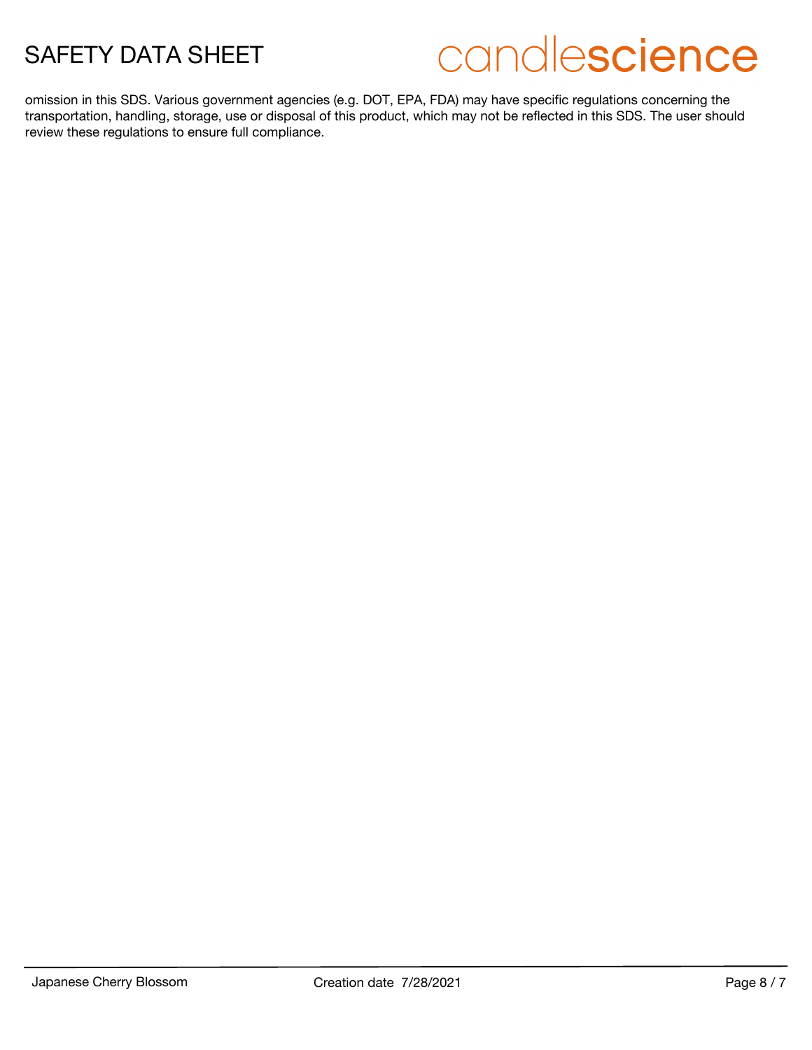omission in this SDS. Various government agencies (e.g. DOT, EPA, FDA) may have specific regulations concerning the transportation, handling, storage, use or disposal of this product, which may not be reflected in this SDS. The user should review these regulations to ensure full compliance.